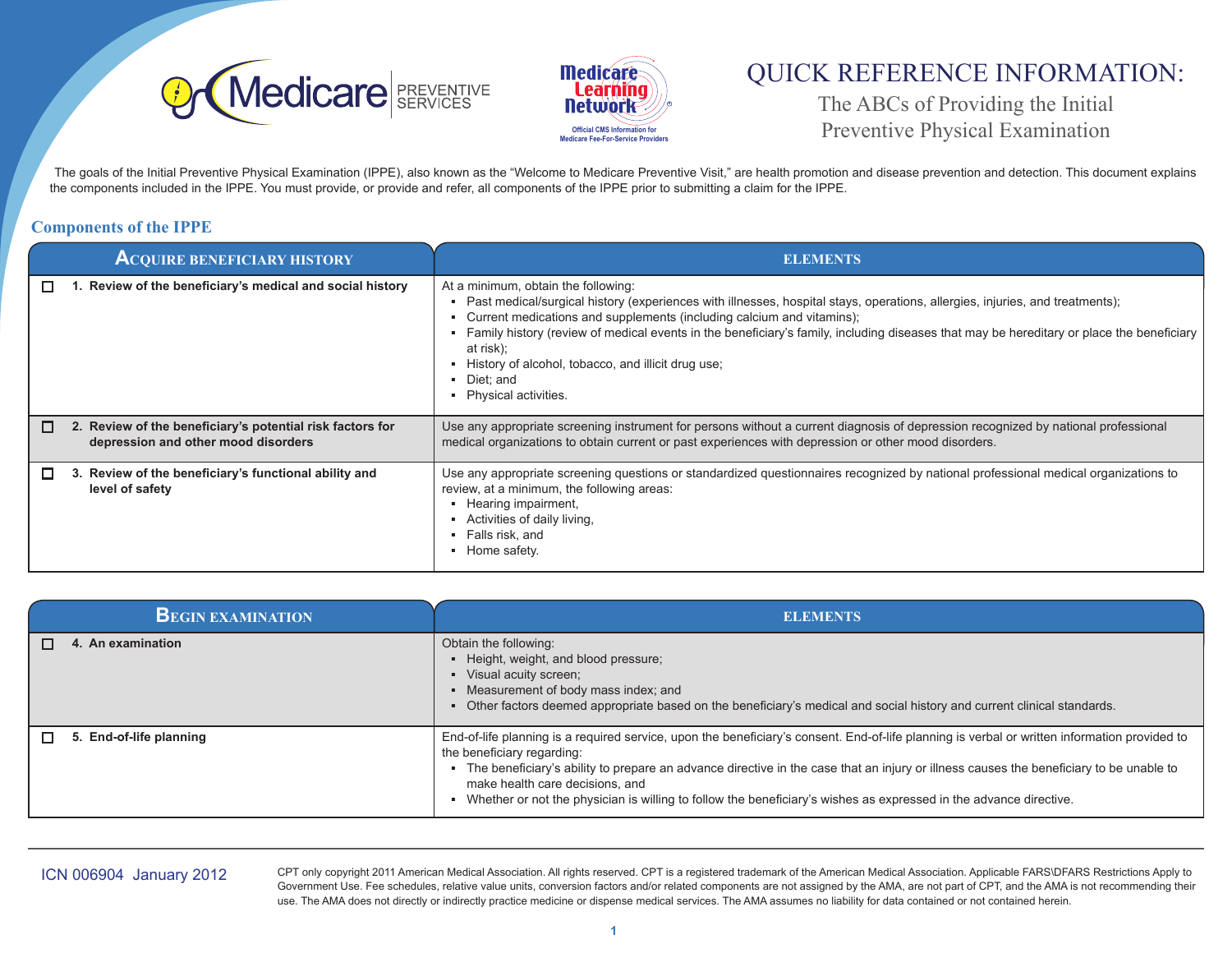# QUICK REFERENCE INFORMATION:

## The ABCs of Providing the Initial Preventive Physical Examination

The goals of the Initial Preventive Physical Examination (IPPE), also known as the "Welcome to Medicare Preventive Visit," are health promotion and disease prevention and detection. This document explains the components included in the IPPE. You must provide, or provide and refer, all components of the IPPE prior to submitting a claim for the IPPE.

### Components of the IPPE

| ACQUIRE BENEFICIARY HISTORY | ELEMENTS |
|---|---|
| ☐ **1. Review of the beneficiary's medical and social history** | At a minimum, obtain the following:<br>▪ Past medical/surgical history (experiences with illnesses, hospital stays, operations, allergies, injuries, and treatments);<br>▪ Current medications and supplements (including calcium and vitamins);<br>▪ Family history (review of medical events in the beneficiary's family, including diseases that may be hereditary or place the beneficiary at risk);<br>▪ History of alcohol, tobacco, and illicit drug use;<br>▪ Diet; and<br>▪ Physical activities. |
| ☐ **2. Review of the beneficiary's potential risk factors for depression and other mood disorders** | Use any appropriate screening instrument for persons without a current diagnosis of depression recognized by national professional medical organizations to obtain current or past experiences with depression or other mood disorders. |
| ☐ **3. Review of the beneficiary's functional ability and level of safety** | Use any appropriate screening questions or standardized questionnaires recognized by national professional medical organizations to review, at a minimum, the following areas:<br>▪ Hearing impairment,<br>▪ Activities of daily living,<br>▪ Falls risk, and<br>▪ Home safety. |

| BEGIN EXAMINATION | ELEMENTS |
|---|---|
| ☐ **4. An examination** | Obtain the following:<br>▪ Height, weight, and blood pressure;<br>▪ Visual acuity screen;<br>▪ Measurement of body mass index; and<br>▪ Other factors deemed appropriate based on the beneficiary's medical and social history and current clinical standards. |
| ☐ **5. End-of-life planning** | End-of-life planning is a required service, upon the beneficiary's consent. End-of-life planning is verbal or written information provided to the beneficiary regarding:<br>▪ The beneficiary's ability to prepare an advance directive in the case that an injury or illness causes the beneficiary to be unable to make health care decisions, and<br>▪ Whether or not the physician is willing to follow the beneficiary's wishes as expressed in the advance directive. |

ICN 006904 January 2012

CPT only copyright 2011 American Medical Association. All rights reserved. CPT is a registered trademark of the American Medical Association. Applicable FARS\DFARS Restrictions Apply to Government Use. Fee schedules, relative value units, conversion factors and/or related components are not assigned by the AMA, are not part of CPT, and the AMA is not recommending their use. The AMA does not directly or indirectly practice medicine or dispense medical services. The AMA assumes no liability for data contained or not contained herein.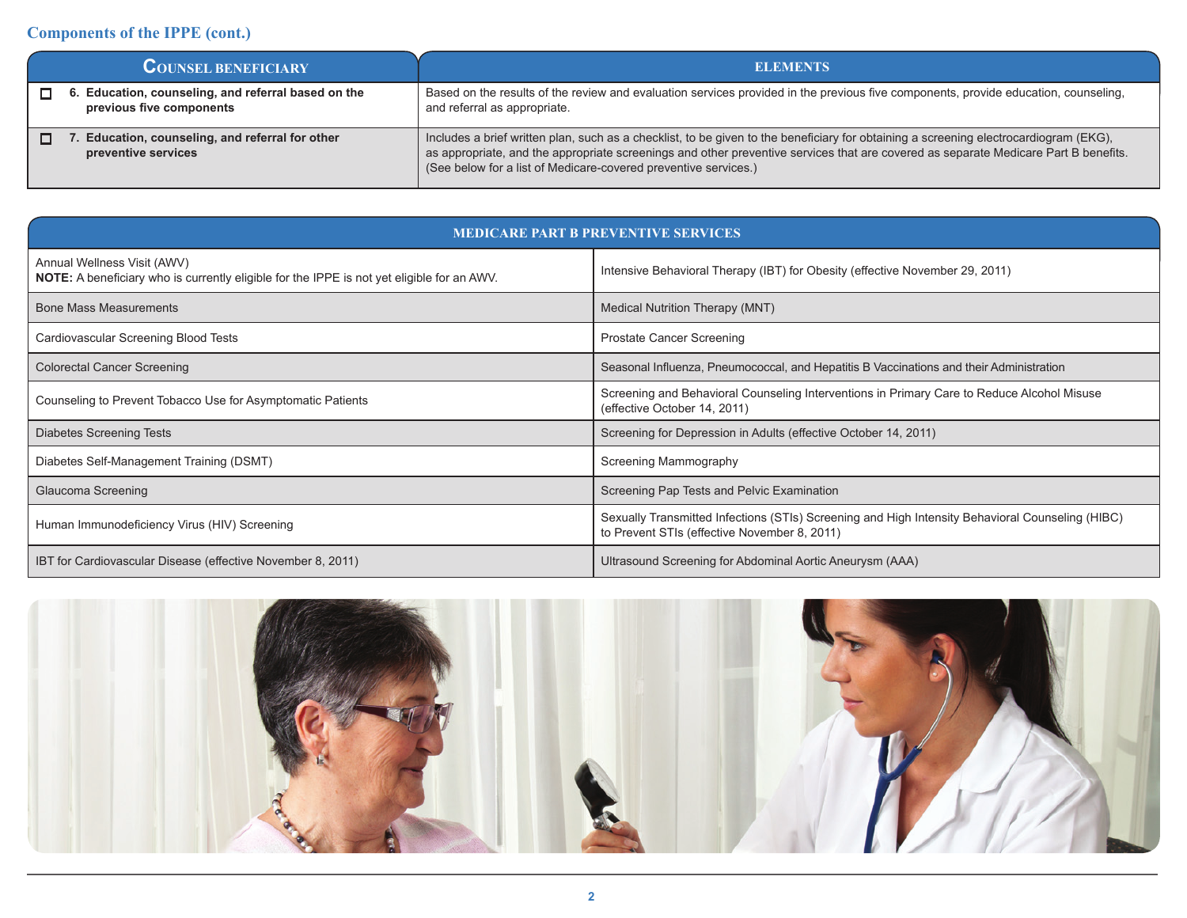## Components of the IPPE (cont.)

| Counsel Beneficiary | Elements |
| --- | --- |
| ☐ **6. Education, counseling, and referral based on the previous five components** | Based on the results of the review and evaluation services provided in the previous five components, provide education, counseling, and referral as appropriate. |
| ☐ **7. Education, counseling, and referral for other preventive services** | Includes a brief written plan, such as a checklist, to be given to the beneficiary for obtaining a screening electrocardiogram (EKG), as appropriate, and the appropriate screenings and other preventive services that are covered as separate Medicare Part B benefits. (See below for a list of Medicare-covered preventive services.) |

| Medicare Part B Preventive Services | |
| --- | --- |
| Annual Wellness Visit (AWV)<br>**NOTE:** A beneficiary who is currently eligible for the IPPE is not yet eligible for an AWV. | Intensive Behavioral Therapy (IBT) for Obesity (effective November 29, 2011) |
| Bone Mass Measurements | Medical Nutrition Therapy (MNT) |
| Cardiovascular Screening Blood Tests | Prostate Cancer Screening |
| Colorectal Cancer Screening | Seasonal Influenza, Pneumococcal, and Hepatitis B Vaccinations and their Administration |
| Counseling to Prevent Tobacco Use for Asymptomatic Patients | Screening and Behavioral Counseling Interventions in Primary Care to Reduce Alcohol Misuse (effective October 14, 2011) |
| Diabetes Screening Tests | Screening for Depression in Adults (effective October 14, 2011) |
| Diabetes Self-Management Training (DSMT) | Screening Mammography |
| Glaucoma Screening | Screening Pap Tests and Pelvic Examination |
| Human Immunodeficiency Virus (HIV) Screening | Sexually Transmitted Infections (STIs) Screening and High Intensity Behavioral Counseling (HIBC) to Prevent STIs (effective November 8, 2011) |
| IBT for Cardiovascular Disease (effective November 8, 2011) | Ultrasound Screening for Abdominal Aortic Aneurysm (AAA) |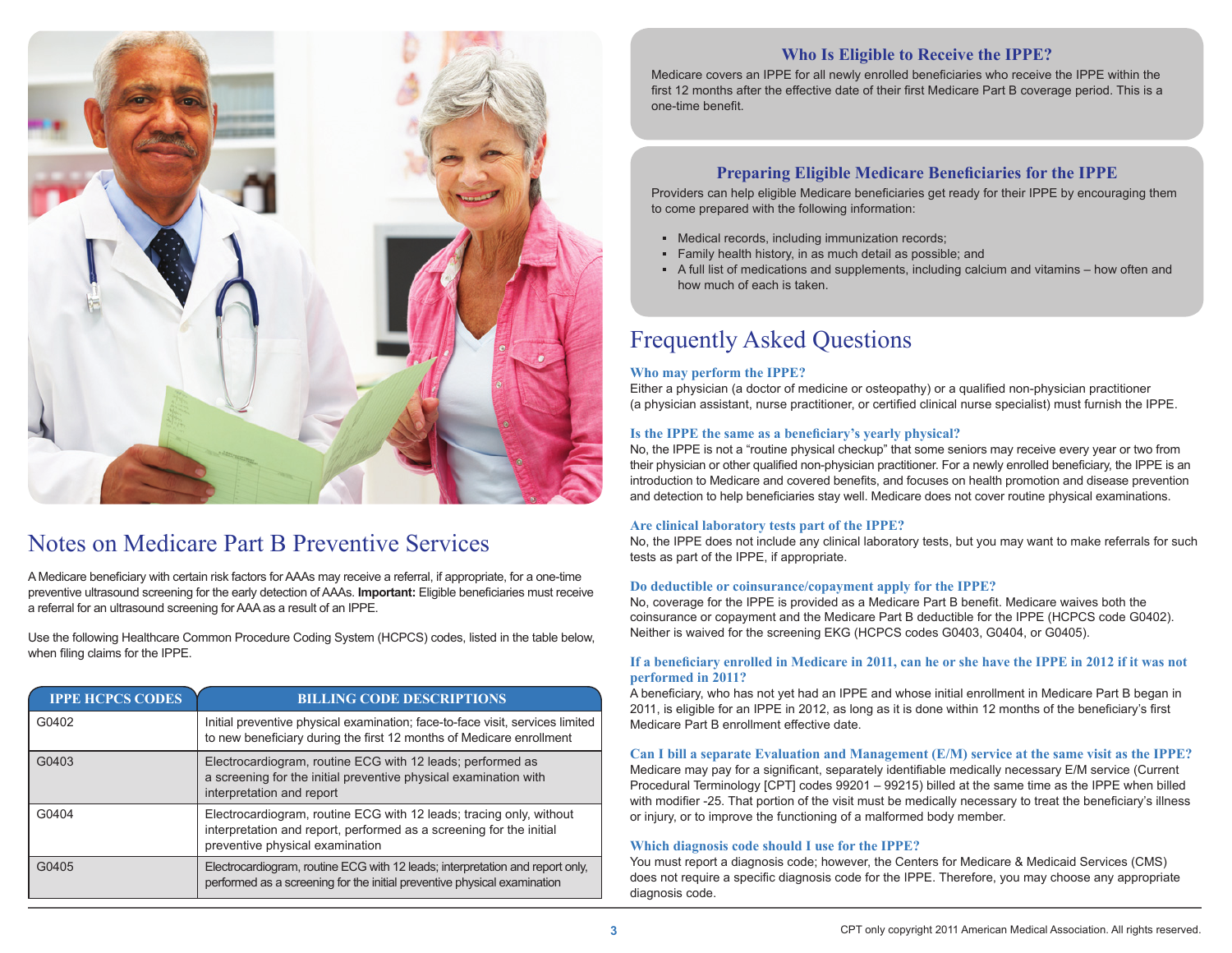## Notes on Medicare Part B Preventive Services

A Medicare beneficiary with certain risk factors for AAAs may receive a referral, if appropriate, for a one-time preventive ultrasound screening for the early detection of AAAs. **Important:** Eligible beneficiaries must receive a referral for an ultrasound screening for AAA as a result of an IPPE.

Use the following Healthcare Common Procedure Coding System (HCPCS) codes, listed in the table below, when filing claims for the IPPE.

| IPPE HCPCS CODES | BILLING CODE DESCRIPTIONS |
|---|---|
| G0402 | Initial preventive physical examination; face-to-face visit, services limited to new beneficiary during the first 12 months of Medicare enrollment |
| G0403 | Electrocardiogram, routine ECG with 12 leads; performed as a screening for the initial preventive physical examination with interpretation and report |
| G0404 | Electrocardiogram, routine ECG with 12 leads; tracing only, without interpretation and report, performed as a screening for the initial preventive physical examination |
| G0405 | Electrocardiogram, routine ECG with 12 leads; interpretation and report only, performed as a screening for the initial preventive physical examination |

### Who Is Eligible to Receive the IPPE?

Medicare covers an IPPE for all newly enrolled beneficiaries who receive the IPPE within the first 12 months after the effective date of their first Medicare Part B coverage period. This is a one-time benefit.

### Preparing Eligible Medicare Beneficiaries for the IPPE

Providers can help eligible Medicare beneficiaries get ready for their IPPE by encouraging them to come prepared with the following information:

- Medical records, including immunization records;
- Family health history, in as much detail as possible; and
- A full list of medications and supplements, including calcium and vitamins – how often and how much of each is taken.

## Frequently Asked Questions

### Who may perform the IPPE?

Either a physician (a doctor of medicine or osteopathy) or a qualified non-physician practitioner (a physician assistant, nurse practitioner, or certified clinical nurse specialist) must furnish the IPPE.

### Is the IPPE the same as a beneficiary's yearly physical?

No, the IPPE is not a "routine physical checkup" that some seniors may receive every year or two from their physician or other qualified non-physician practitioner. For a newly enrolled beneficiary, the IPPE is an introduction to Medicare and covered benefits, and focuses on health promotion and disease prevention and detection to help beneficiaries stay well. Medicare does not cover routine physical examinations.

### Are clinical laboratory tests part of the IPPE?

No, the IPPE does not include any clinical laboratory tests, but you may want to make referrals for such tests as part of the IPPE, if appropriate.

### Do deductible or coinsurance/copayment apply for the IPPE?

No, coverage for the IPPE is provided as a Medicare Part B benefit. Medicare waives both the coinsurance or copayment and the Medicare Part B deductible for the IPPE (HCPCS code G0402). Neither is waived for the screening EKG (HCPCS codes G0403, G0404, or G0405).

### If a beneficiary enrolled in Medicare in 2011, can he or she have the IPPE in 2012 if it was not performed in 2011?

A beneficiary, who has not yet had an IPPE and whose initial enrollment in Medicare Part B began in 2011, is eligible for an IPPE in 2012, as long as it is done within 12 months of the beneficiary's first Medicare Part B enrollment effective date.

### Can I bill a separate Evaluation and Management (E/M) service at the same visit as the IPPE?

Medicare may pay for a significant, separately identifiable medically necessary E/M service (Current Procedural Terminology [CPT] codes 99201 – 99215) billed at the same time as the IPPE when billed with modifier -25. That portion of the visit must be medically necessary to treat the beneficiary's illness or injury, or to improve the functioning of a malformed body member.

### Which diagnosis code should I use for the IPPE?

You must report a diagnosis code; however, the Centers for Medicare & Medicaid Services (CMS) does not require a specific diagnosis code for the IPPE. Therefore, you may choose any appropriate diagnosis code.

CPT only copyright 2011 American Medical Association. All rights reserved.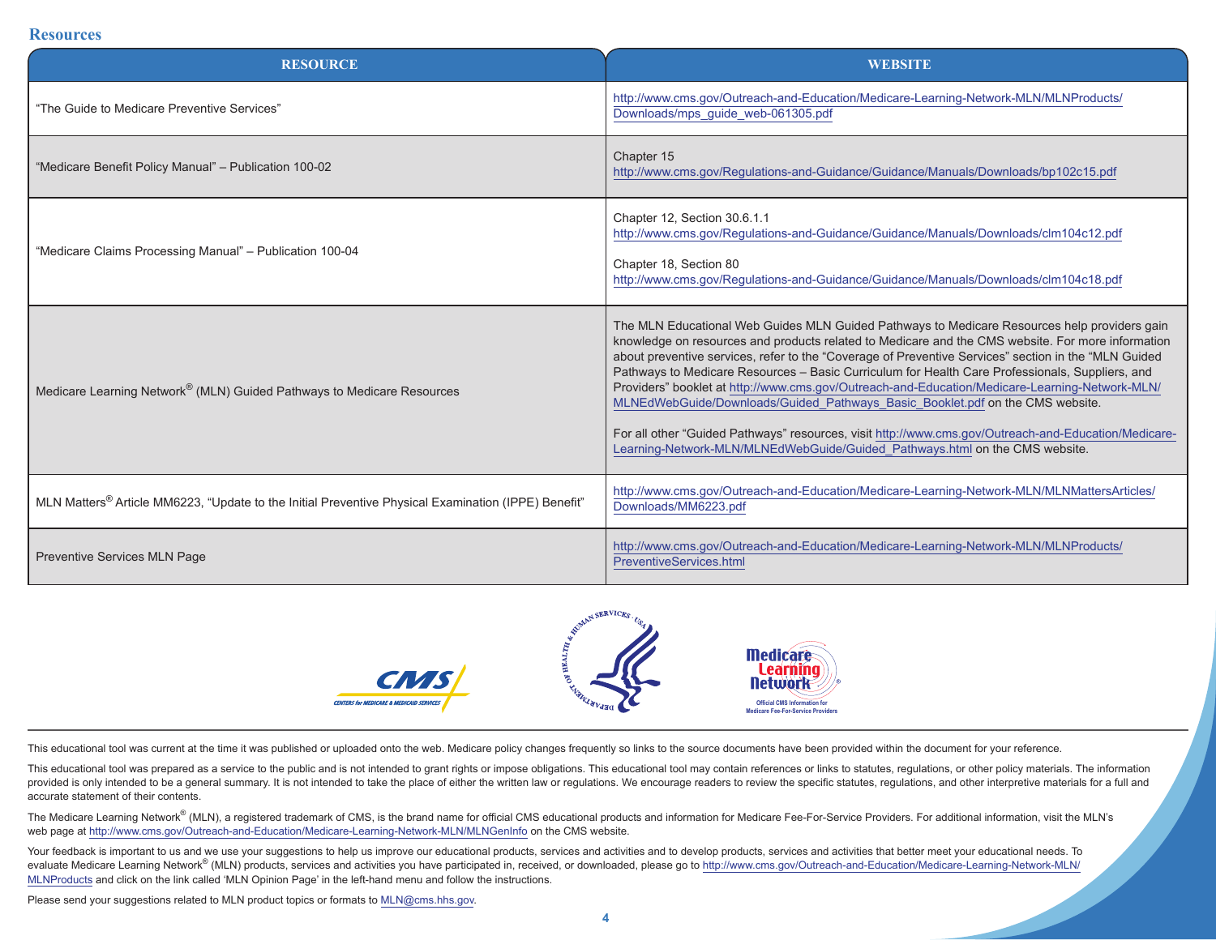## Resources

| RESOURCE | WEBSITE |
|---|---|
| "The Guide to Medicare Preventive Services" | http://www.cms.gov/Outreach-and-Education/Medicare-Learning-Network-MLN/MLNProducts/Downloads/mps_guide_web-061305.pdf |
| "Medicare Benefit Policy Manual" – Publication 100-02 | Chapter 15<br>http://www.cms.gov/Regulations-and-Guidance/Guidance/Manuals/Downloads/bp102c15.pdf |
| "Medicare Claims Processing Manual" – Publication 100-04 | Chapter 12, Section 30.6.1.1<br>http://www.cms.gov/Regulations-and-Guidance/Guidance/Manuals/Downloads/clm104c12.pdf<br><br>Chapter 18, Section 80<br>http://www.cms.gov/Regulations-and-Guidance/Guidance/Manuals/Downloads/clm104c18.pdf |
| Medicare Learning Network® (MLN) Guided Pathways to Medicare Resources | The MLN Educational Web Guides MLN Guided Pathways to Medicare Resources help providers gain knowledge on resources and products related to Medicare and the CMS website. For more information about preventive services, refer to the "Coverage of Preventive Services" section in the "MLN Guided Pathways to Medicare Resources – Basic Curriculum for Health Care Professionals, Suppliers, and Providers" booklet at http://www.cms.gov/Outreach-and-Education/Medicare-Learning-Network-MLN/MLNEdWebGuide/Downloads/Guided_Pathways_Basic_Booklet.pdf on the CMS website.<br><br>For all other "Guided Pathways" resources, visit http://www.cms.gov/Outreach-and-Education/Medicare-Learning-Network-MLN/MLNEdWebGuide/Guided_Pathways.html on the CMS website. |
| MLN Matters® Article MM6223, "Update to the Initial Preventive Physical Examination (IPPE) Benefit" | http://www.cms.gov/Outreach-and-Education/Medicare-Learning-Network-MLN/MLNMattersArticles/Downloads/MM6223.pdf |
| Preventive Services MLN Page | http://www.cms.gov/Outreach-and-Education/Medicare-Learning-Network-MLN/MLNProducts/PreventiveServices.html |

This educational tool was current at the time it was published or uploaded onto the web. Medicare policy changes frequently so links to the source documents have been provided within the document for your reference.

This educational tool was prepared as a service to the public and is not intended to grant rights or impose obligations. This educational tool may contain references or links to statutes, regulations, or other policy materials. The information provided is only intended to be a general summary. It is not intended to take the place of either the written law or regulations. We encourage readers to review the specific statutes, regulations, and other interpretive materials for a full and accurate statement of their contents.

The Medicare Learning Network® (MLN), a registered trademark of CMS, is the brand name for official CMS educational products and information for Medicare Fee-For-Service Providers. For additional information, visit the MLN's web page at http://www.cms.gov/Outreach-and-Education/Medicare-Learning-Network-MLN/MLNGenInfo on the CMS website.

Your feedback is important to us and we use your suggestions to help us improve our educational products, services and activities and to develop products, services and activities that better meet your educational needs. To evaluate Medicare Learning Network® (MLN) products, services and activities you have participated in, received, or downloaded, please go to http://www.cms.gov/Outreach-and-Education/Medicare-Learning-Network-MLN/MLNProducts and click on the link called 'MLN Opinion Page' in the left-hand menu and follow the instructions.

Please send your suggestions related to MLN product topics or formats to MLN@cms.hhs.gov.